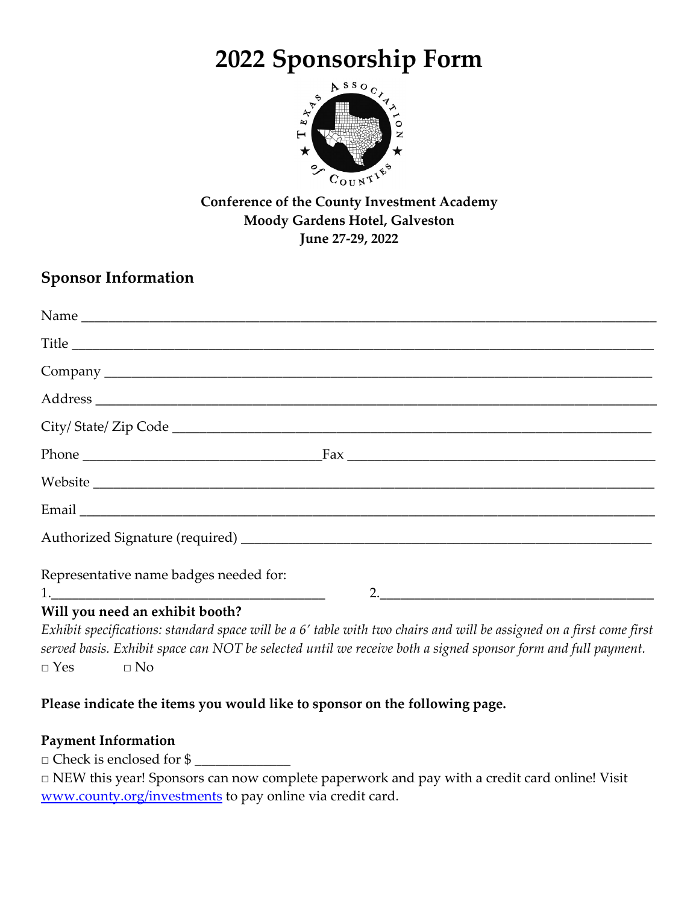# 2022 Sponsorship Form

**Conference of the County Investment Academy**
**Moody Gardens Hotel, Galveston**
**June 27-29, 2022**

## Sponsor Information

Name ____________________________________________________________________________

Title ____________________________________________________________________________

Company _________________________________________________________________________

Address __________________________________________________________________________

City/ State/ Zip Code _____________________________________________________________

Phone _______________________________ Fax ______________________________________

Website __________________________________________________________________________

Email ____________________________________________________________________________

Authorized Signature (required) ____________________________________________________

Representative name badges needed for:
1.______________________________________ 2.______________________________________

**Will you need an exhibit booth?**
*Exhibit specifications: standard space will be a 6' table with two chairs and will be assigned on a first come first served basis. Exhibit space can NOT be selected until we receive both a signed sponsor form and full payment.*
□ Yes □ No

**Please indicate the items you would like to sponsor on the following page.**

**Payment Information**
□ Check is enclosed for $ _____________
□ NEW this year! Sponsors can now complete paperwork and pay with a credit card online! Visit www.county.org/investments to pay online via credit card.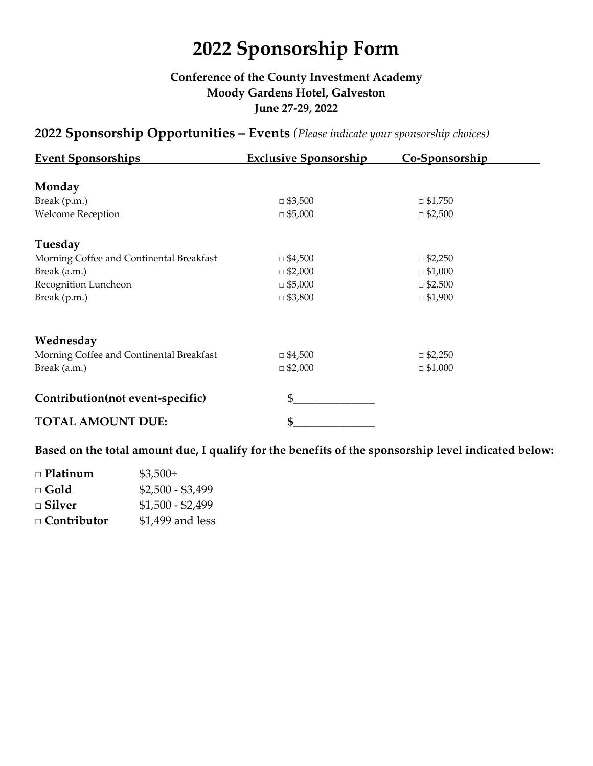# 2022 Sponsorship Form

**Conference of the County Investment Academy**
**Moody Gardens Hotel, Galveston**
**June 27-29, 2022**

## 2022 Sponsorship Opportunities – Events *(Please indicate your sponsorship choices)*

| Event Sponsorships | Exclusive Sponsorship | Co-Sponsorship |
|---|---|---|
| **Monday** | | |
| Break (p.m.) | □ $3,500 | □ $1,750 |
| Welcome Reception | □ $5,000 | □ $2,500 |
| **Tuesday** | | |
| Morning Coffee and Continental Breakfast | □ $4,500 | □ $2,250 |
| Break (a.m.) | □ $2,000 | □ $1,000 |
| Recognition Luncheon | □ $5,000 | □ $2,500 |
| Break (p.m.) | □ $3,800 | □ $1,900 |
| **Wednesday** | | |
| Morning Coffee and Continental Breakfast | □ $4,500 | □ $2,250 |
| Break (a.m.) | □ $2,000 | □ $1,000 |

**Contribution(not event-specific)** $_______________

**TOTAL AMOUNT DUE:** **$_______________**

**Based on the total amount due, I qualify for the benefits of the sponsorship level indicated below:**

| | |
|---|---|
| □ **Platinum** | $3,500+ |
| □ **Gold** | $2,500 - $3,499 |
| □ **Silver** | $1,500 - $2,499 |
| □ **Contributor** | $1,499 and less |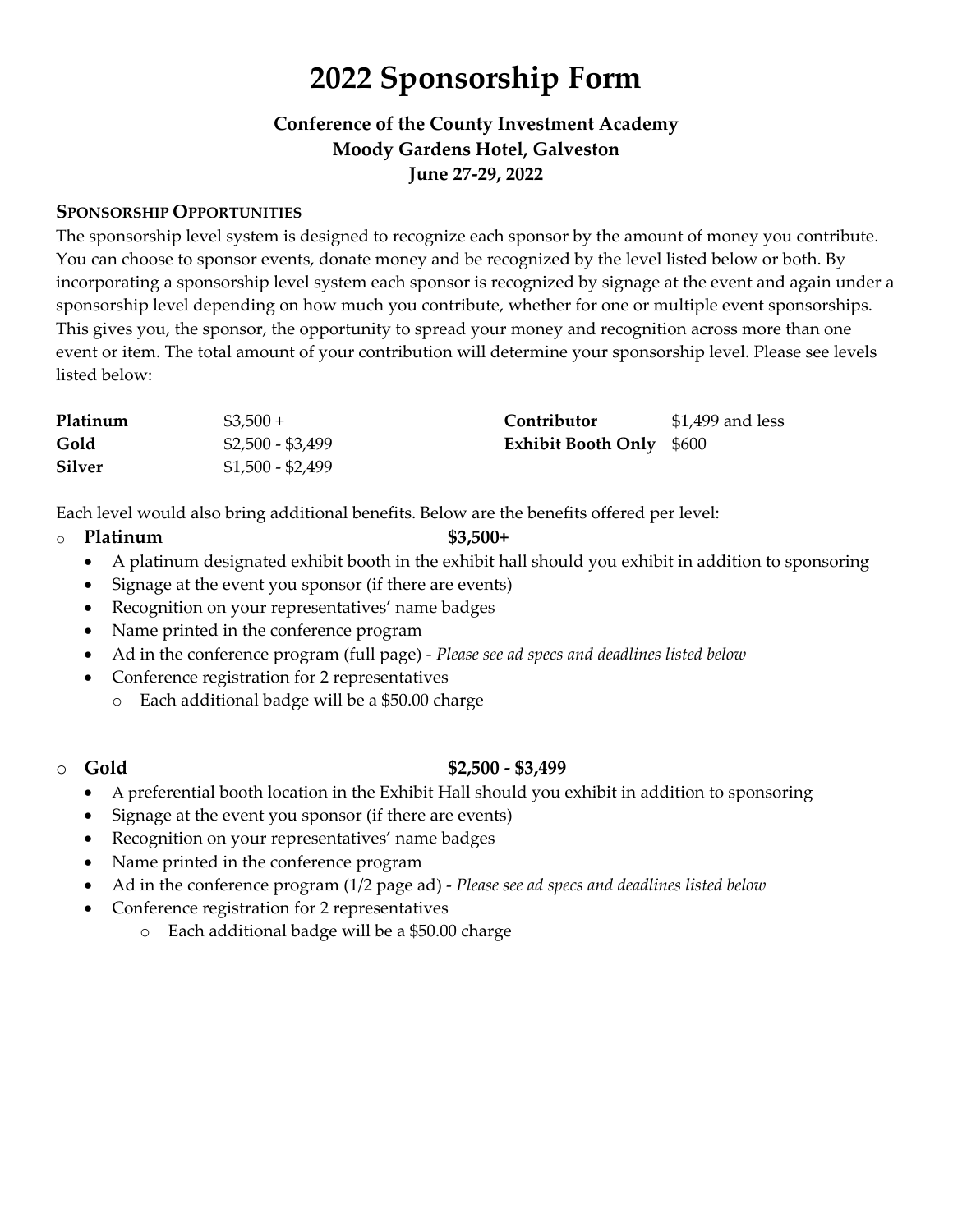# 2022 Sponsorship Form

**Conference of the County Investment Academy**
**Moody Gardens Hotel, Galveston**
**June 27-29, 2022**

### SPONSORSHIP OPPORTUNITIES

The sponsorship level system is designed to recognize each sponsor by the amount of money you contribute. You can choose to sponsor events, donate money and be recognized by the level listed below or both. By incorporating a sponsorship level system each sponsor is recognized by signage at the event and again under a sponsorship level depending on how much you contribute, whether for one or multiple event sponsorships. This gives you, the sponsor, the opportunity to spread your money and recognition across more than one event or item. The total amount of your contribution will determine your sponsorship level. Please see levels listed below:

| | | | |
|---|---|---|---|
| **Platinum** | $3,500 + | **Contributor** | $1,499 and less |
| **Gold** | $2,500 - $3,499 | **Exhibit Booth Only** | $600 |
| **Silver** | $1,500 - $2,499 | | |

Each level would also bring additional benefits. Below are the benefits offered per level:

- **Platinum** **$3,500+**
  - A platinum designated exhibit booth in the exhibit hall should you exhibit in addition to sponsoring
  - Signage at the event you sponsor (if there are events)
  - Recognition on your representatives' name badges
  - Name printed in the conference program
  - Ad in the conference program (full page) - *Please see ad specs and deadlines listed below*
  - Conference registration for 2 representatives
    - Each additional badge will be a $50.00 charge

- **Gold** **$2,500 - $3,499**
  - A preferential booth location in the Exhibit Hall should you exhibit in addition to sponsoring
  - Signage at the event you sponsor (if there are events)
  - Recognition on your representatives' name badges
  - Name printed in the conference program
  - Ad in the conference program (1/2 page ad) - *Please see ad specs and deadlines listed below*
  - Conference registration for 2 representatives
    - Each additional badge will be a $50.00 charge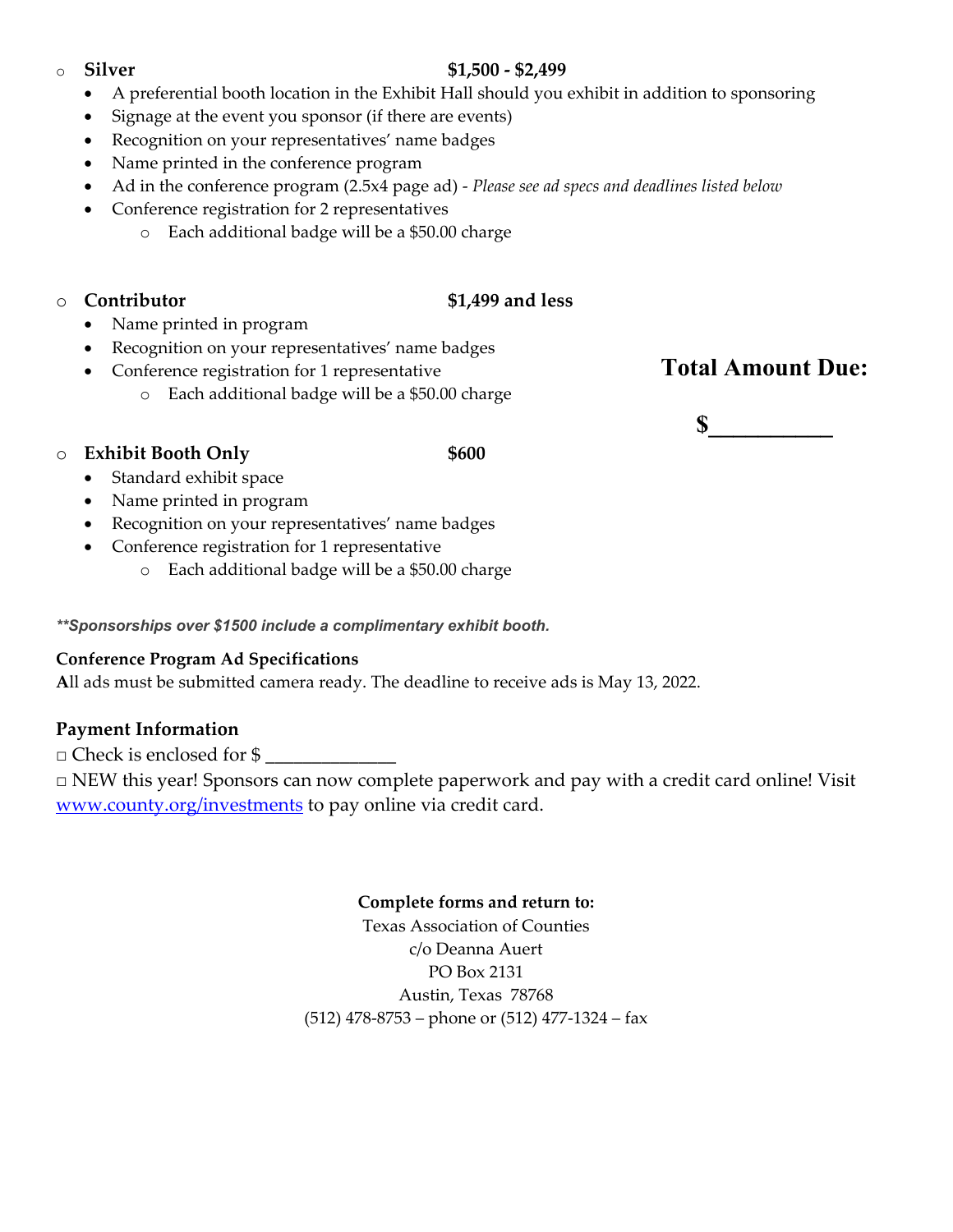- **Silver** **$1,500 - $2,499**
  - A preferential booth location in the Exhibit Hall should you exhibit in addition to sponsoring
  - Signage at the event you sponsor (if there are events)
  - Recognition on your representatives' name badges
  - Name printed in the conference program
  - Ad in the conference program (2.5x4 page ad) - *Please see ad specs and deadlines listed below*
  - Conference registration for 2 representatives
    - Each additional badge will be a $50.00 charge

- **Contributor** **$1,499 and less**
  - Name printed in program
  - Recognition on your representatives' name badges
  - Conference registration for 1 representative
    - Each additional badge will be a $50.00 charge

**Total Amount Due:**

**$__________**

- **Exhibit Booth Only** **$600**
  - Standard exhibit space
  - Name printed in program
  - Recognition on your representatives' name badges
  - Conference registration for 1 representative
    - Each additional badge will be a $50.00 charge

***\*\*Sponsorships over $1500 include a complimentary exhibit booth.***

**Conference Program Ad Specifications**

All ads must be submitted camera ready. The deadline to receive ads is May 13, 2022.

## Payment Information

□ Check is enclosed for $ _____________

□ NEW this year! Sponsors can now complete paperwork and pay with a credit card online! Visit [www.county.org/investments](www.county.org/investments) to pay online via credit card.

**Complete forms and return to:**

Texas Association of Counties
c/o Deanna Auert
PO Box 2131
Austin, Texas 78768
(512) 478-8753 – phone or (512) 477-1324 – fax